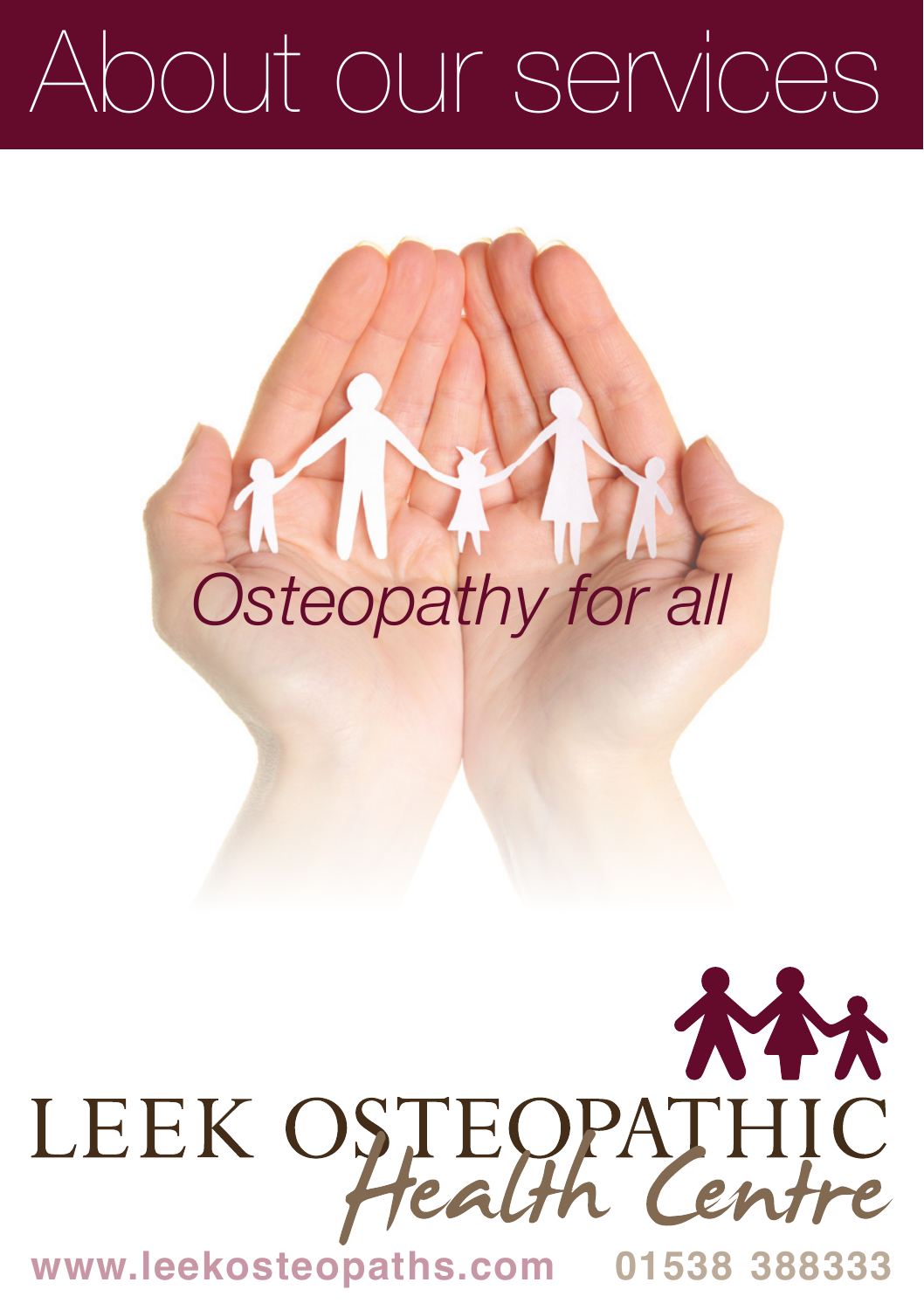# About our services

*Osteopathy for all*

LEEK OSTEOPATHIC Health Centre

**www.leekosteopaths.com** **01538 388333**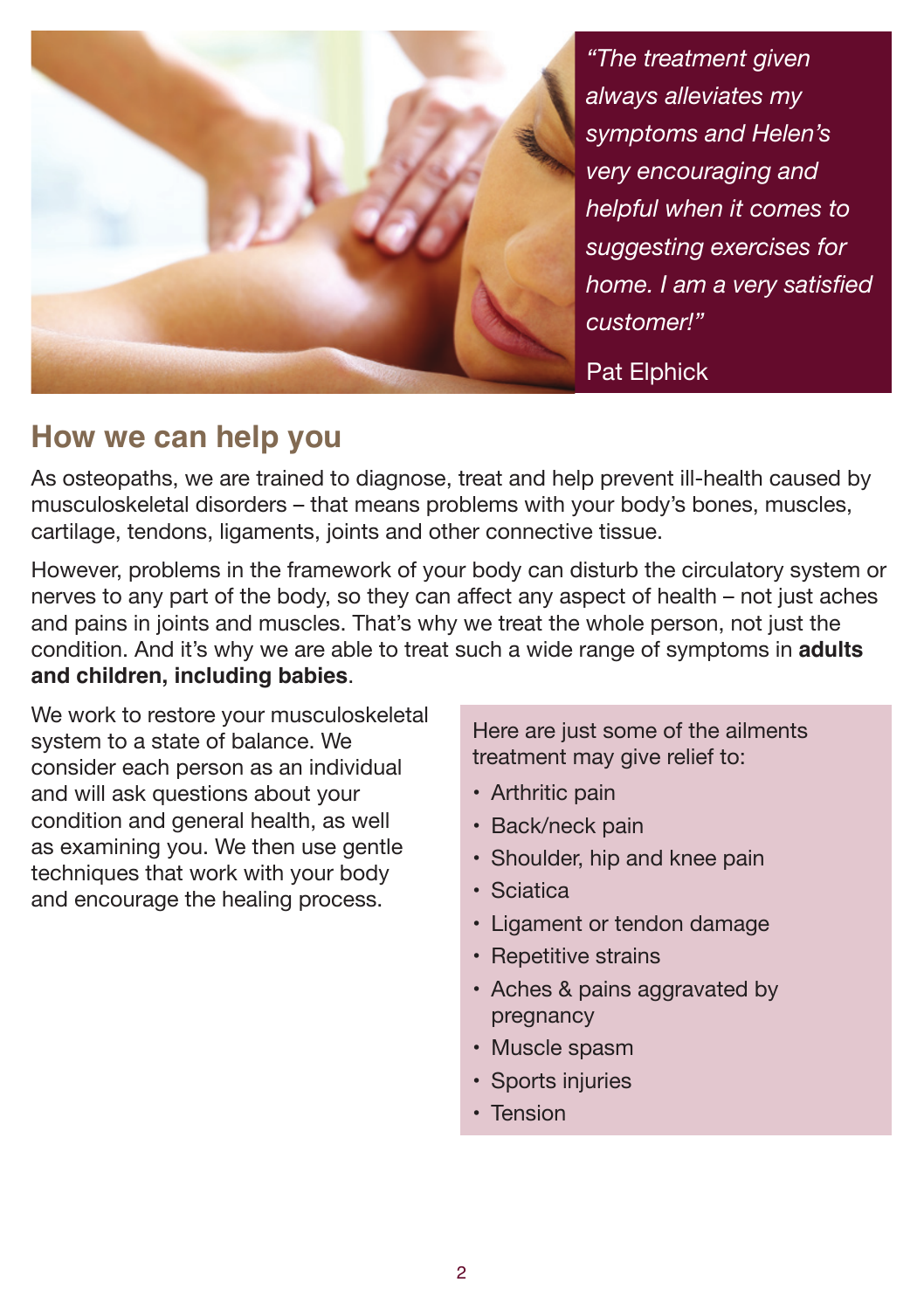*"The treatment given always alleviates my symptoms and Helen's very encouraging and helpful when it comes to suggesting exercises for home. I am a very satisfied customer!"*

Pat Elphick

## How we can help you

As osteopaths, we are trained to diagnose, treat and help prevent ill-health caused by musculoskeletal disorders – that means problems with your body's bones, muscles, cartilage, tendons, ligaments, joints and other connective tissue.

However, problems in the framework of your body can disturb the circulatory system or nerves to any part of the body, so they can affect any aspect of health – not just aches and pains in joints and muscles. That's why we treat the whole person, not just the condition. And it's why we are able to treat such a wide range of symptoms in **adults and children, including babies**.

We work to restore your musculoskeletal system to a state of balance. We consider each person as an individual and will ask questions about your condition and general health, as well as examining you. We then use gentle techniques that work with your body and encourage the healing process.

Here are just some of the ailments treatment may give relief to:

- Arthritic pain
- Back/neck pain
- Shoulder, hip and knee pain
- Sciatica
- Ligament or tendon damage
- Repetitive strains
- Aches & pains aggravated by pregnancy
- Muscle spasm
- Sports injuries
- Tension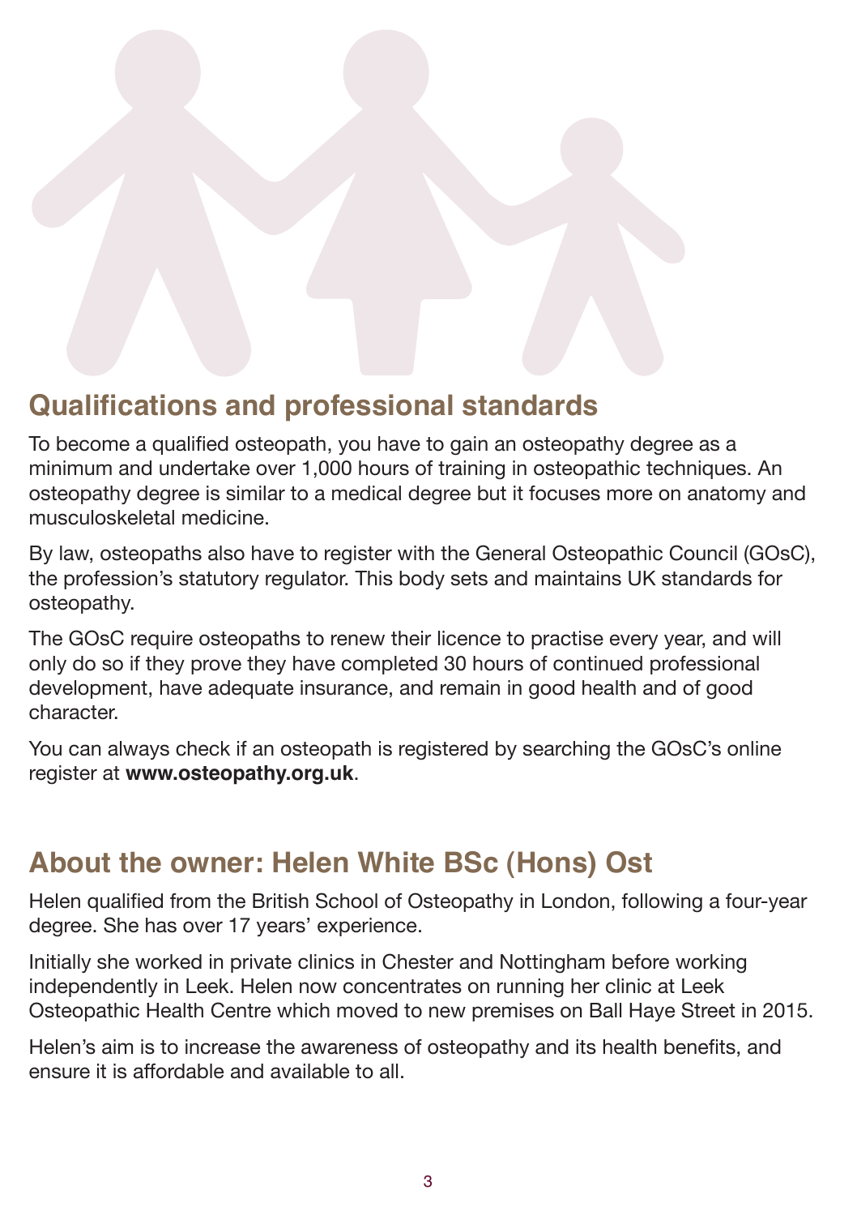## Qualifications and professional standards

To become a qualified osteopath, you have to gain an osteopathy degree as a minimum and undertake over 1,000 hours of training in osteopathic techniques. An osteopathy degree is similar to a medical degree but it focuses more on anatomy and musculoskeletal medicine.

By law, osteopaths also have to register with the General Osteopathic Council (GOsC), the profession's statutory regulator. This body sets and maintains UK standards for osteopathy.

The GOsC require osteopaths to renew their licence to practise every year, and will only do so if they prove they have completed 30 hours of continued professional development, have adequate insurance, and remain in good health and of good character.

You can always check if an osteopath is registered by searching the GOsC's online register at **www.osteopathy.org.uk**.

## About the owner: Helen White BSc (Hons) Ost

Helen qualified from the British School of Osteopathy in London, following a four-year degree. She has over 17 years' experience.

Initially she worked in private clinics in Chester and Nottingham before working independently in Leek. Helen now concentrates on running her clinic at Leek Osteopathic Health Centre which moved to new premises on Ball Haye Street in 2015.

Helen's aim is to increase the awareness of osteopathy and its health benefits, and ensure it is affordable and available to all.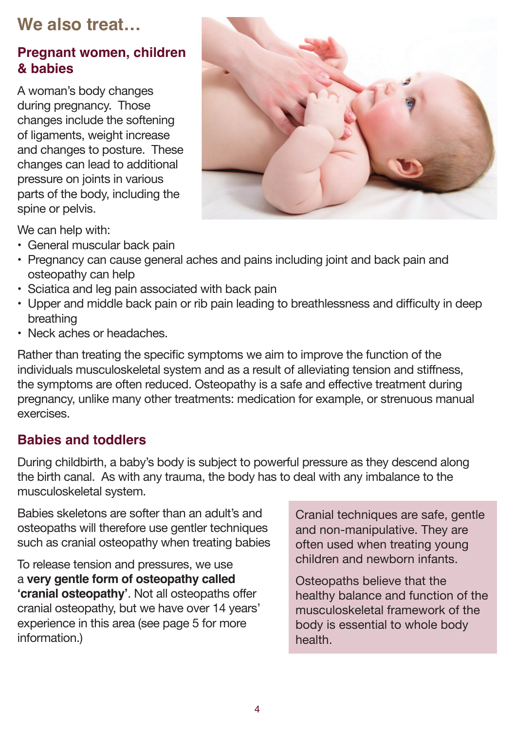# We also treat…

## Pregnant women, children & babies

A woman's body changes during pregnancy. Those changes include the softening of ligaments, weight increase and changes to posture. These changes can lead to additional pressure on joints in various parts of the body, including the spine or pelvis.

We can help with:

- General muscular back pain
- Pregnancy can cause general aches and pains including joint and back pain and osteopathy can help
- Sciatica and leg pain associated with back pain
- Upper and middle back pain or rib pain leading to breathlessness and difficulty in deep breathing
- Neck aches or headaches.

Rather than treating the specific symptoms we aim to improve the function of the individuals musculoskeletal system and as a result of alleviating tension and stiffness, the symptoms are often reduced. Osteopathy is a safe and effective treatment during pregnancy, unlike many other treatments: medication for example, or strenuous manual exercises.

## Babies and toddlers

During childbirth, a baby's body is subject to powerful pressure as they descend along the birth canal. As with any trauma, the body has to deal with any imbalance to the musculoskeletal system.

Babies skeletons are softer than an adult's and osteopaths will therefore use gentler techniques such as cranial osteopathy when treating babies

To release tension and pressures, we use a **very gentle form of osteopathy called 'cranial osteopathy'**. Not all osteopaths offer cranial osteopathy, but we have over 14 years' experience in this area (see page 5 for more information.)

Cranial techniques are safe, gentle and non-manipulative. They are often used when treating young children and newborn infants.

Osteopaths believe that the healthy balance and function of the musculoskeletal framework of the body is essential to whole body health.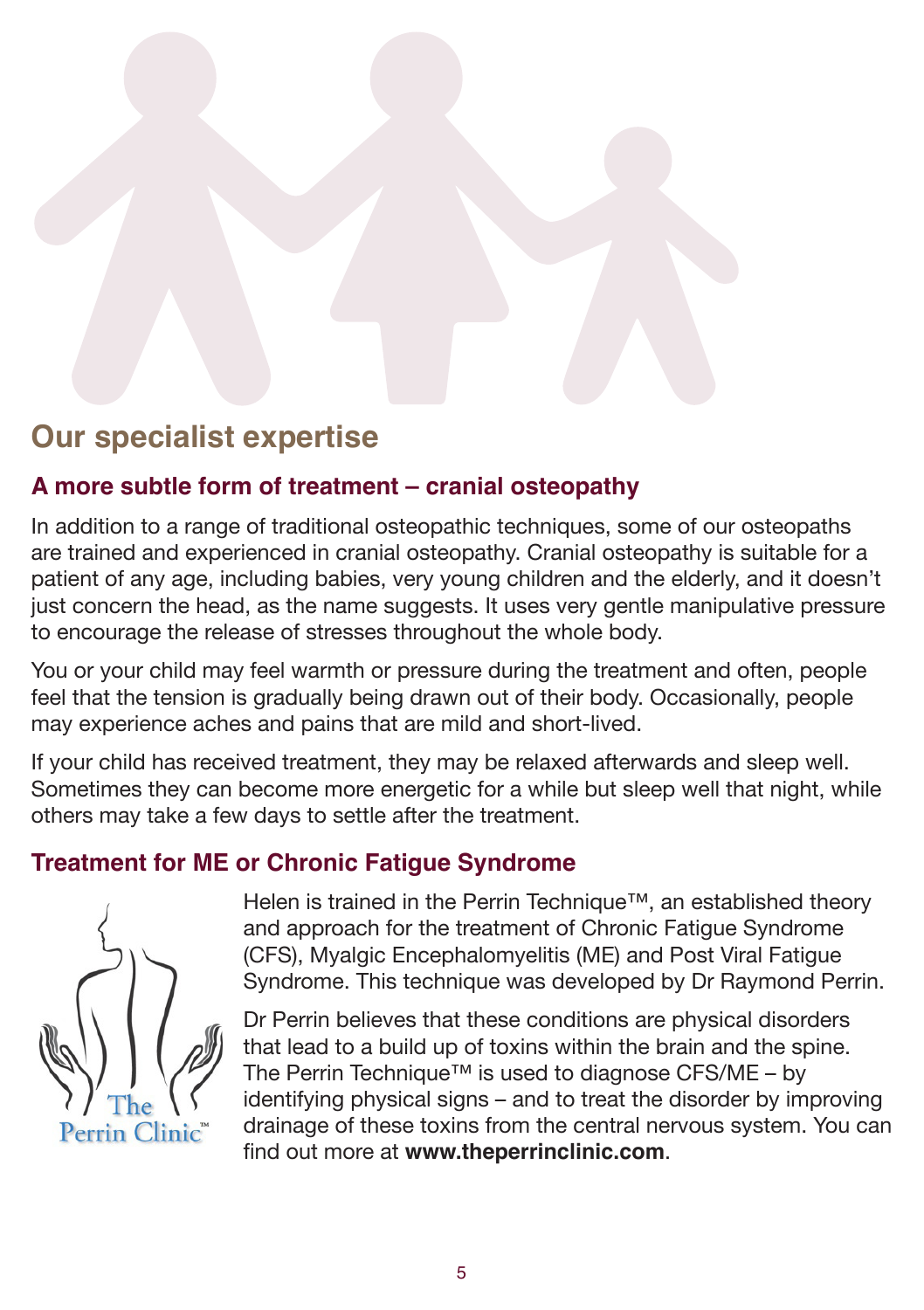## Our specialist expertise

### A more subtle form of treatment – cranial osteopathy

In addition to a range of traditional osteopathic techniques, some of our osteopaths are trained and experienced in cranial osteopathy. Cranial osteopathy is suitable for a patient of any age, including babies, very young children and the elderly, and it doesn't just concern the head, as the name suggests. It uses very gentle manipulative pressure to encourage the release of stresses throughout the whole body.

You or your child may feel warmth or pressure during the treatment and often, people feel that the tension is gradually being drawn out of their body. Occasionally, people may experience aches and pains that are mild and short-lived.

If your child has received treatment, they may be relaxed afterwards and sleep well. Sometimes they can become more energetic for a while but sleep well that night, while others may take a few days to settle after the treatment.

### Treatment for ME or Chronic Fatigue Syndrome

The Perrin Clinic™

Helen is trained in the Perrin Technique™, an established theory and approach for the treatment of Chronic Fatigue Syndrome (CFS), Myalgic Encephalomyelitis (ME) and Post Viral Fatigue Syndrome. This technique was developed by Dr Raymond Perrin.

Dr Perrin believes that these conditions are physical disorders that lead to a build up of toxins within the brain and the spine. The Perrin Technique™ is used to diagnose CFS/ME – by identifying physical signs – and to treat the disorder by improving drainage of these toxins from the central nervous system. You can find out more at **www.theperrinclinic.com**.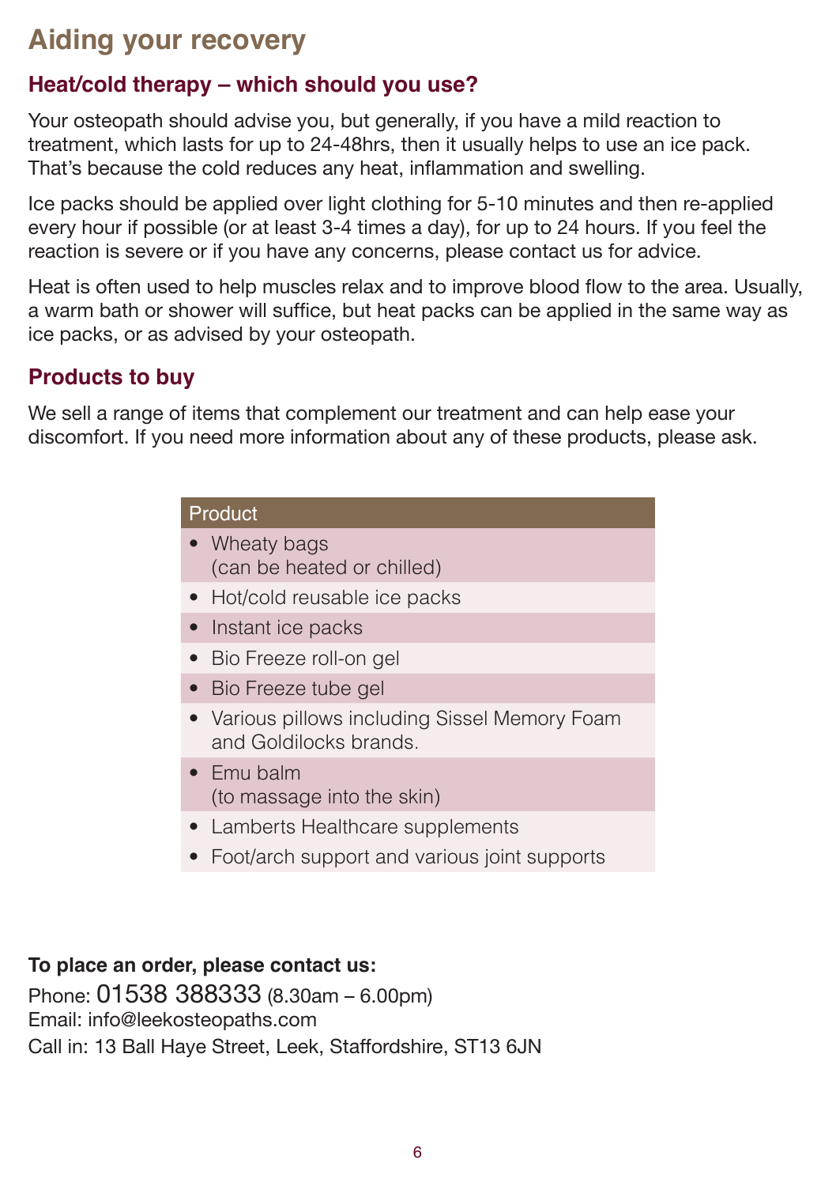# Aiding your recovery

## Heat/cold therapy – which should you use?

Your osteopath should advise you, but generally, if you have a mild reaction to treatment, which lasts for up to 24-48hrs, then it usually helps to use an ice pack. That's because the cold reduces any heat, inflammation and swelling.

Ice packs should be applied over light clothing for 5-10 minutes and then re-applied every hour if possible (or at least 3-4 times a day), for up to 24 hours. If you feel the reaction is severe or if you have any concerns, please contact us for advice.

Heat is often used to help muscles relax and to improve blood flow to the area. Usually, a warm bath or shower will suffice, but heat packs can be applied in the same way as ice packs, or as advised by your osteopath.

## Products to buy

We sell a range of items that complement our treatment and can help ease your discomfort. If you need more information about any of these products, please ask.

| Product |
| --- |
| • Wheaty bags (can be heated or chilled) |
| • Hot/cold reusable ice packs |
| • Instant ice packs |
| • Bio Freeze roll-on gel |
| • Bio Freeze tube gel |
| • Various pillows including Sissel Memory Foam and Goldilocks brands. |
| • Emu balm (to massage into the skin) |
| • Lamberts Healthcare supplements |
| • Foot/arch support and various joint supports |

**To place an order, please contact us:**
Phone: 01538 388333 (8.30am – 6.00pm)
Email: info@leekosteopaths.com
Call in: 13 Ball Haye Street, Leek, Staffordshire, ST13 6JN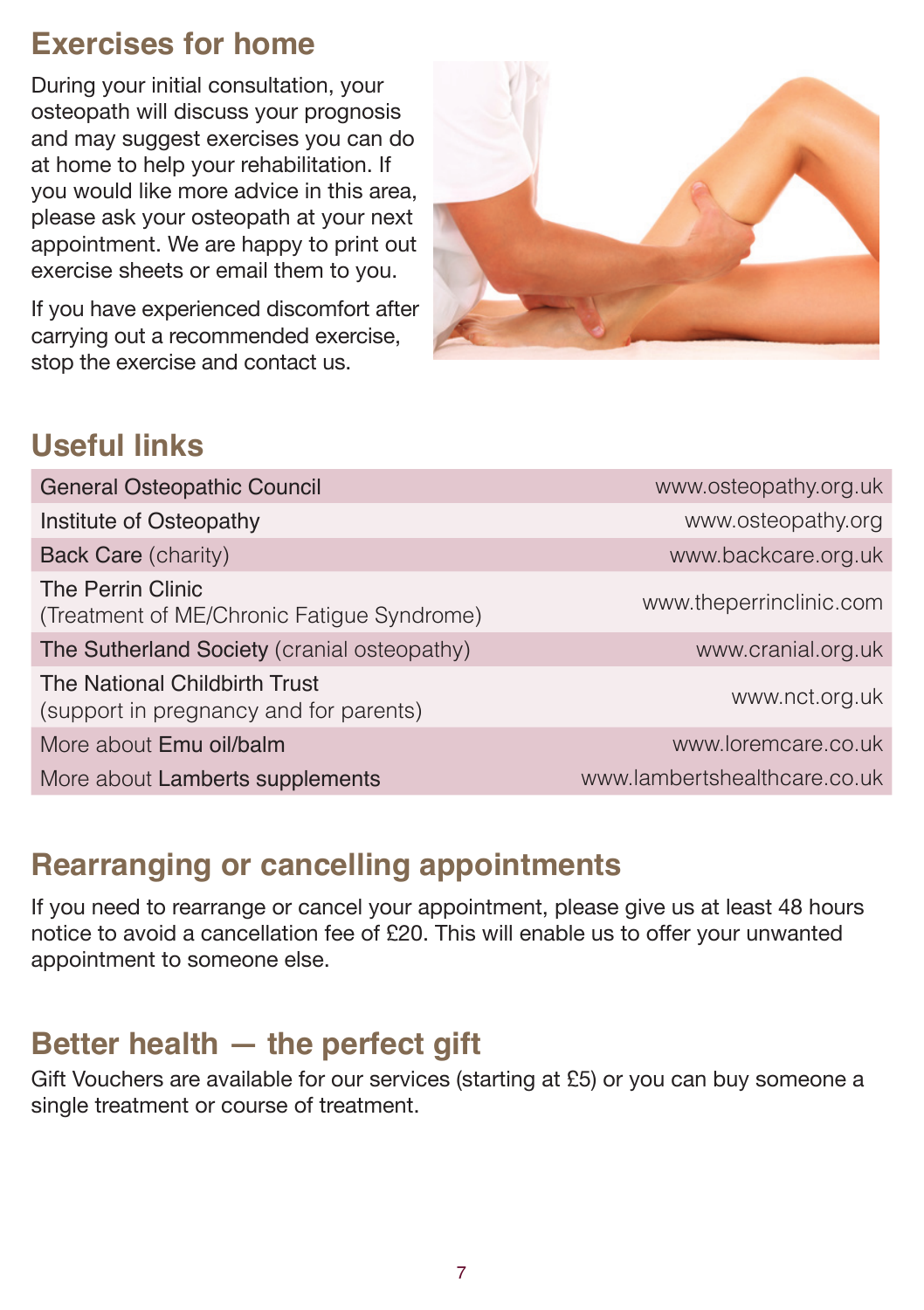## Exercises for home

During your initial consultation, your osteopath will discuss your prognosis and may suggest exercises you can do at home to help your rehabilitation. If you would like more advice in this area, please ask your osteopath at your next appointment. We are happy to print out exercise sheets or email them to you.

If you have experienced discomfort after carrying out a recommended exercise, stop the exercise and contact us.

## Useful links

| | |
|---|---|
| General Osteopathic Council | www.osteopathy.org.uk |
| Institute of Osteopathy | www.osteopathy.org |
| Back Care (charity) | www.backcare.org.uk |
| The Perrin Clinic (Treatment of ME/Chronic Fatigue Syndrome) | www.theperrinclinic.com |
| The Sutherland Society (cranial osteopathy) | www.cranial.org.uk |
| The National Childbirth Trust (support in pregnancy and for parents) | www.nct.org.uk |
| More about Emu oil/balm | www.loremcare.co.uk |
| More about Lamberts supplements | www.lambertshealthcare.co.uk |

## Rearranging or cancelling appointments

If you need to rearrange or cancel your appointment, please give us at least 48 hours notice to avoid a cancellation fee of £20. This will enable us to offer your unwanted appointment to someone else.

## Better health — the perfect gift

Gift Vouchers are available for our services (starting at £5) or you can buy someone a single treatment or course of treatment.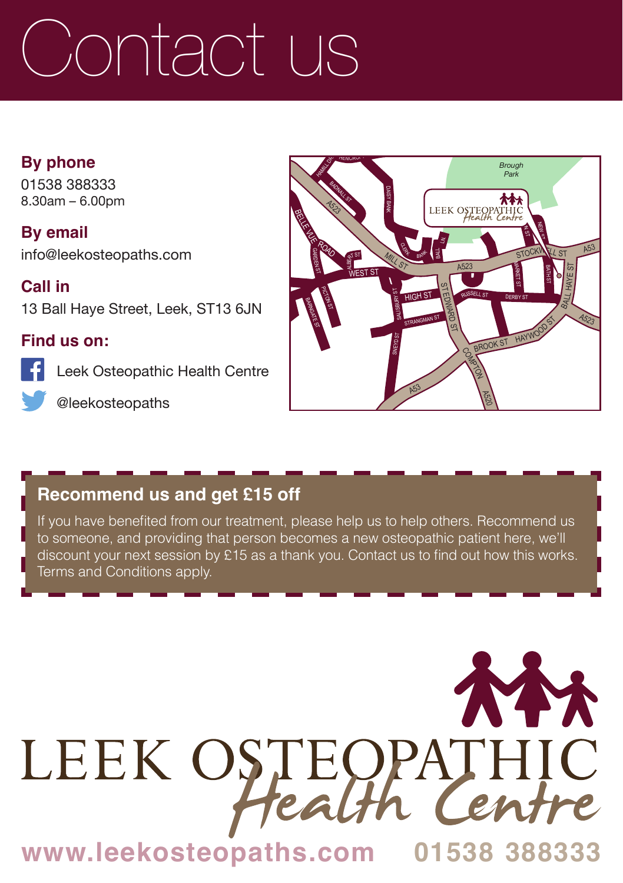# Contact us

**By phone**

01538 388333
8.30am – 6.00pm

**By email**

info@leekosteopaths.com

**Call in**

13 Ball Haye Street, Leek, ST13 6JN

**Find us on:**

Leek Osteopathic Health Centre

@leekosteopaths

## Recommend us and get £15 off

If you have benefited from our treatment, please help us to help others. Recommend us to someone, and providing that person becomes a new osteopathic patient here, we'll discount your next session by £15 as a thank you. Contact us to find out how this works. Terms and Conditions apply.

LEEK OSTEOPATHIC *Health Centre*

**www.leekosteopaths.com 01538 388333**